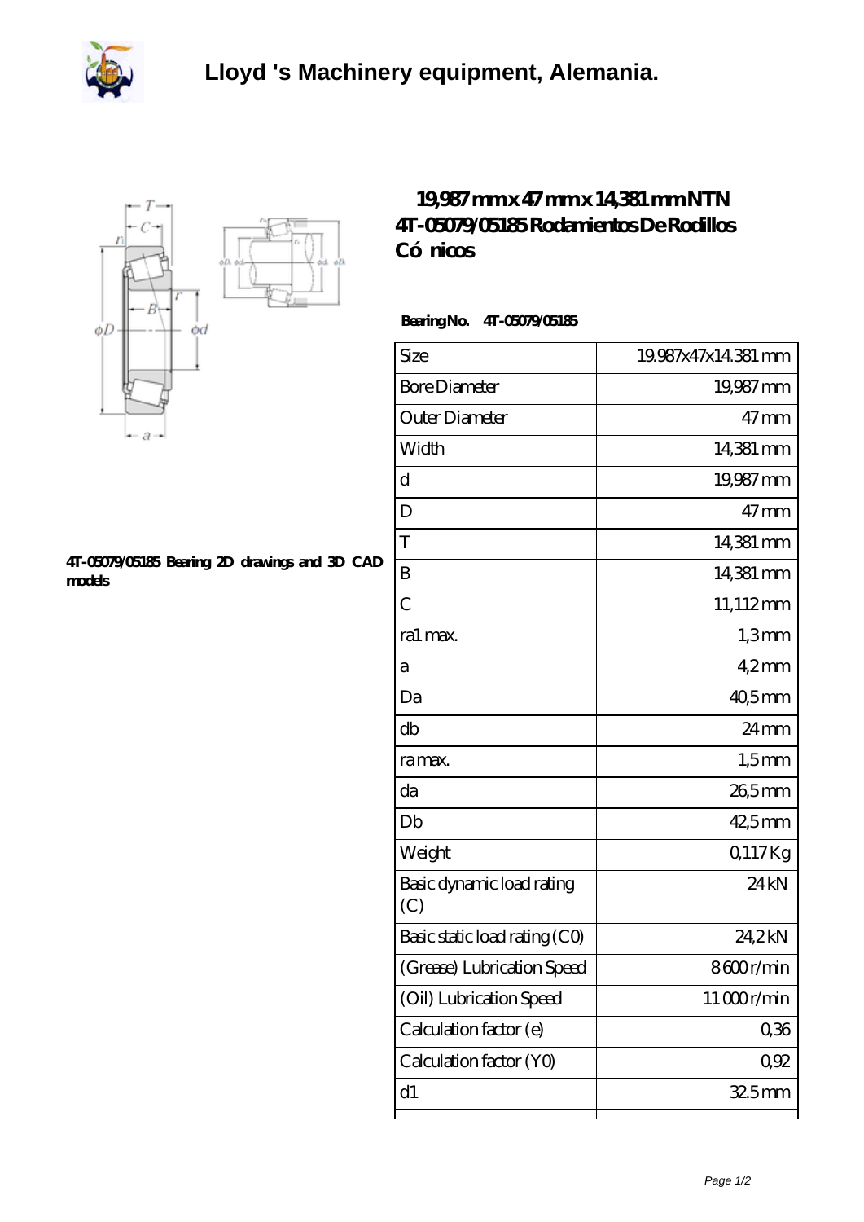# Lloyd 's Machinery equipment, Alemania.

## 19,987 mm x 47 mm x 14,381 mm NTN 4T-05079/05185 Rodamientos De Rodillos Cónicos

**Bearing No. 4T-05079/05185**

**4T-05079/05185 Bearing 2D drawings and 3D CAD models**

| Size | 19.987x47x14.381 mm |
| --- | --- |
| Bore Diameter | 19,987 mm |
| Outer Diameter | 47 mm |
| Width | 14,381 mm |
| d | 19,987 mm |
| D | 47 mm |
| T | 14,381 mm |
| B | 14,381 mm |
| C | 11,112 mm |
| ra1 max. | 1,3 mm |
| a | 4,2 mm |
| Da | 40,5 mm |
| db | 24 mm |
| ra max. | 1,5 mm |
| da | 26,5 mm |
| Db | 42,5 mm |
| Weight | 0,117 Kg |
| Basic dynamic load rating (C) | 24 kN |
| Basic static load rating (C0) | 24,2 kN |
| (Grease) Lubrication Speed | 8 600 r/min |
| (Oil) Lubrication Speed | 11 000 r/min |
| Calculation factor (e) | 0,36 |
| Calculation factor (Y0) | 0,92 |
| d1 | 32.5 mm |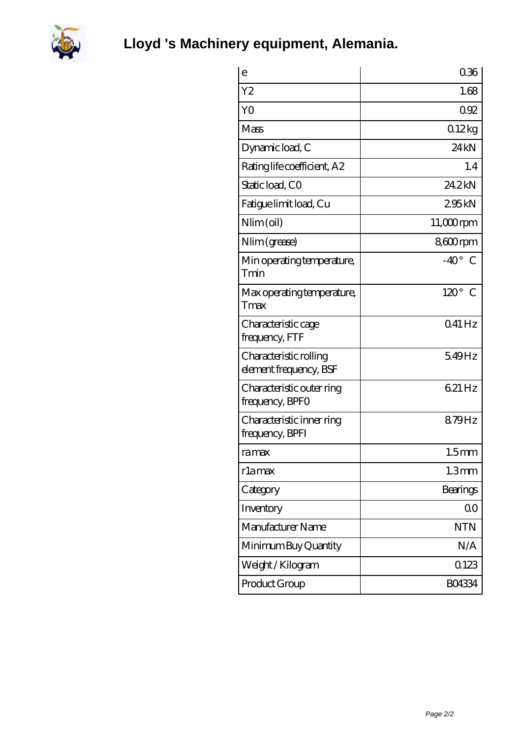# Lloyd 's Machinery equipment, Alemania.

| | |
|---|---|
| e | 0.36 |
| Y2 | 1.68 |
| Y0 | 0.92 |
| Mass | 0.12 kg |
| Dynamic load, C | 24 kN |
| Rating life coefficient, A2 | 1.4 |
| Static load, C0 | 24.2 kN |
| Fatigue limit load, Cu | 2.95 kN |
| Nlim (oil) | 11,000 rpm |
| Nlim (grease) | 8,600 rpm |
| Min operating temperature, Tmin | -40° C |
| Max operating temperature, Tmax | 120° C |
| Characteristic cage frequency, FTF | 0.41 Hz |
| Characteristic rolling element frequency, BSF | 5.49 Hz |
| Characteristic outer ring frequency, BPF0 | 6.21 Hz |
| Characteristic inner ring frequency, BPFI | 8.79 Hz |
| ra max | 1.5 mm |
| r1a max | 1.3 mm |
| Category | Bearings |
| Inventory | 0.0 |
| Manufacturer Name | NTN |
| Minimum Buy Quantity | N/A |
| Weight / Kilogram | 0.123 |
| Product Group | B04334 |